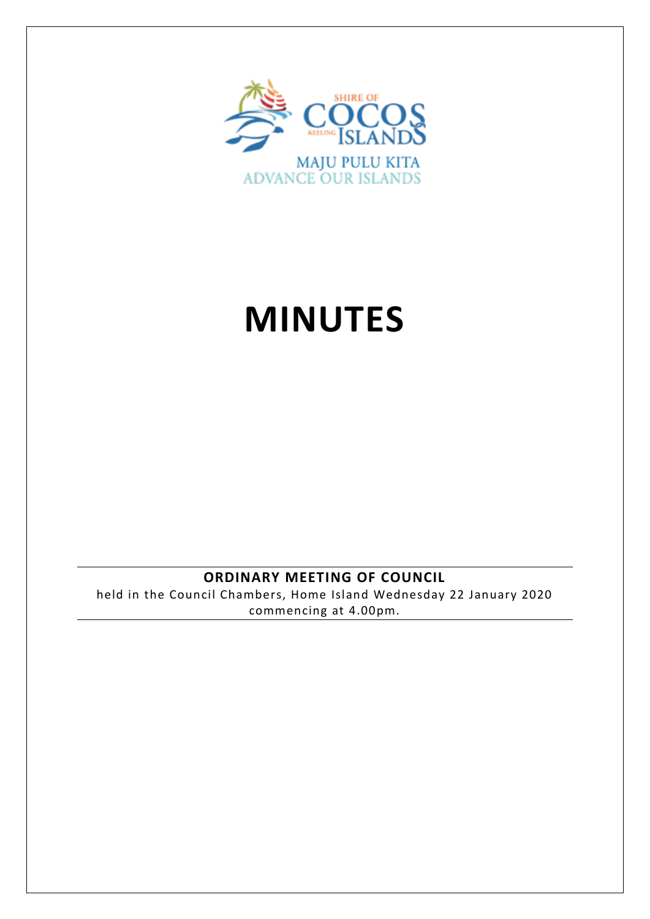SHIRE OF COCOS KEELING ISLANDS

MAJU PULU KITA
ADVANCE OUR ISLANDS

# MINUTES

**ORDINARY MEETING OF COUNCIL**

held in the Council Chambers, Home Island Wednesday 22 January 2020 commencing at 4.00pm.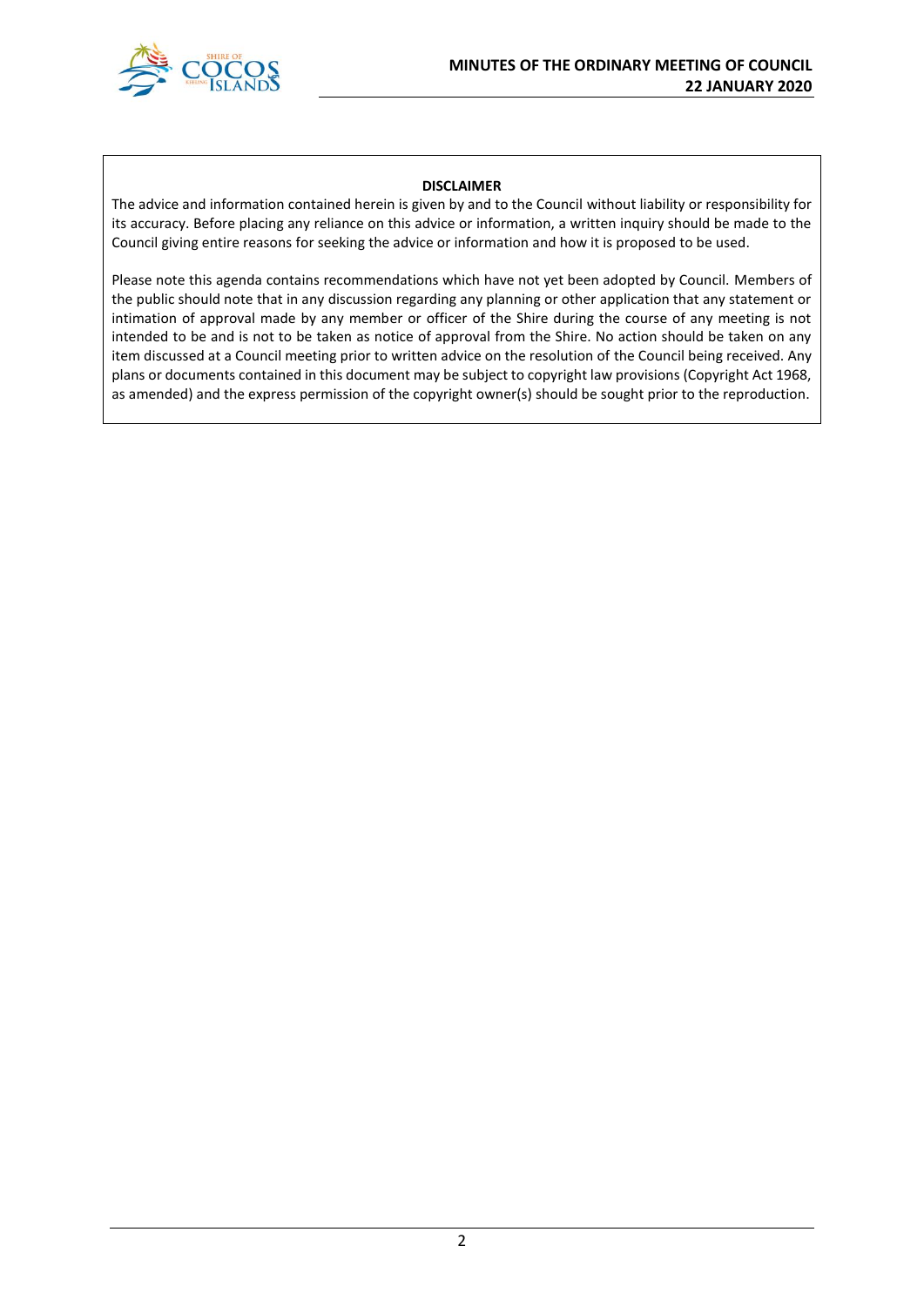**DISCLAIMER**

The advice and information contained herein is given by and to the Council without liability or responsibility for its accuracy. Before placing any reliance on this advice or information, a written inquiry should be made to the Council giving entire reasons for seeking the advice or information and how it is proposed to be used.

Please note this agenda contains recommendations which have not yet been adopted by Council. Members of the public should note that in any discussion regarding any planning or other application that any statement or intimation of approval made by any member or officer of the Shire during the course of any meeting is not intended to be and is not to be taken as notice of approval from the Shire. No action should be taken on any item discussed at a Council meeting prior to written advice on the resolution of the Council being received. Any plans or documents contained in this document may be subject to copyright law provisions (Copyright Act 1968, as amended) and the express permission of the copyright owner(s) should be sought prior to the reproduction.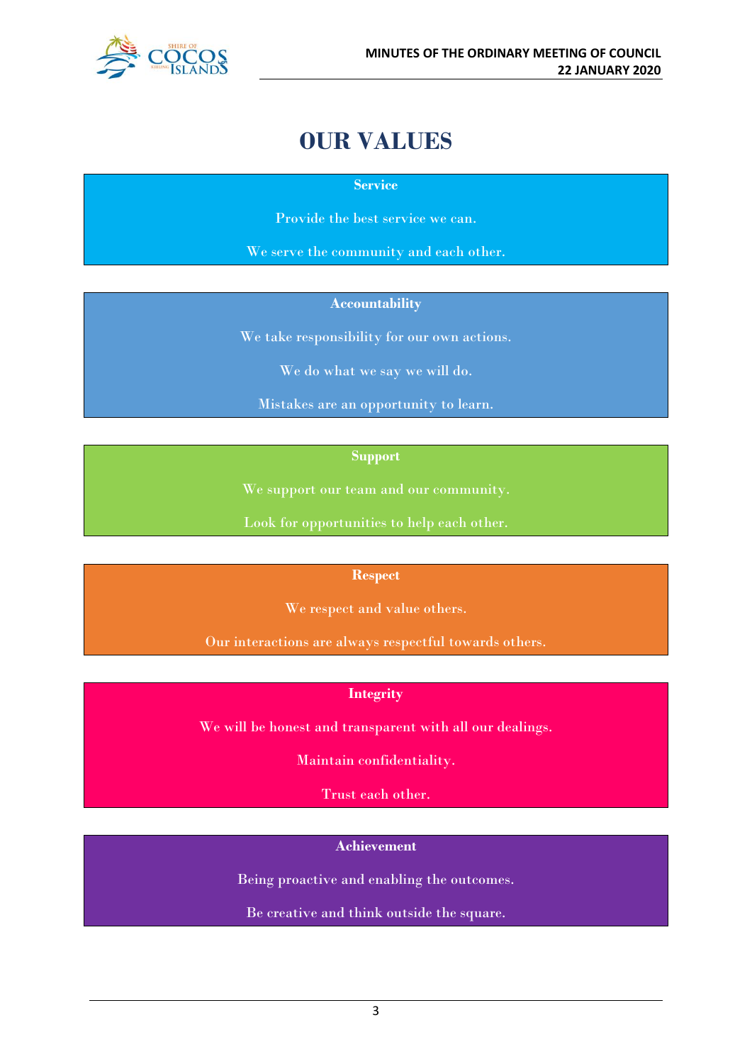# OUR VALUES

**Service**

Provide the best service we can.

We serve the community and each other.

**Accountability**

We take responsibility for our own actions.

We do what we say we will do.

Mistakes are an opportunity to learn.

**Support**

We support our team and our community.

Look for opportunities to help each other.

**Respect**

We respect and value others.

Our interactions are always respectful towards others.

**Integrity**

We will be honest and transparent with all our dealings.

Maintain confidentiality.

Trust each other.

**Achievement**

Being proactive and enabling the outcomes.

Be creative and think outside the square.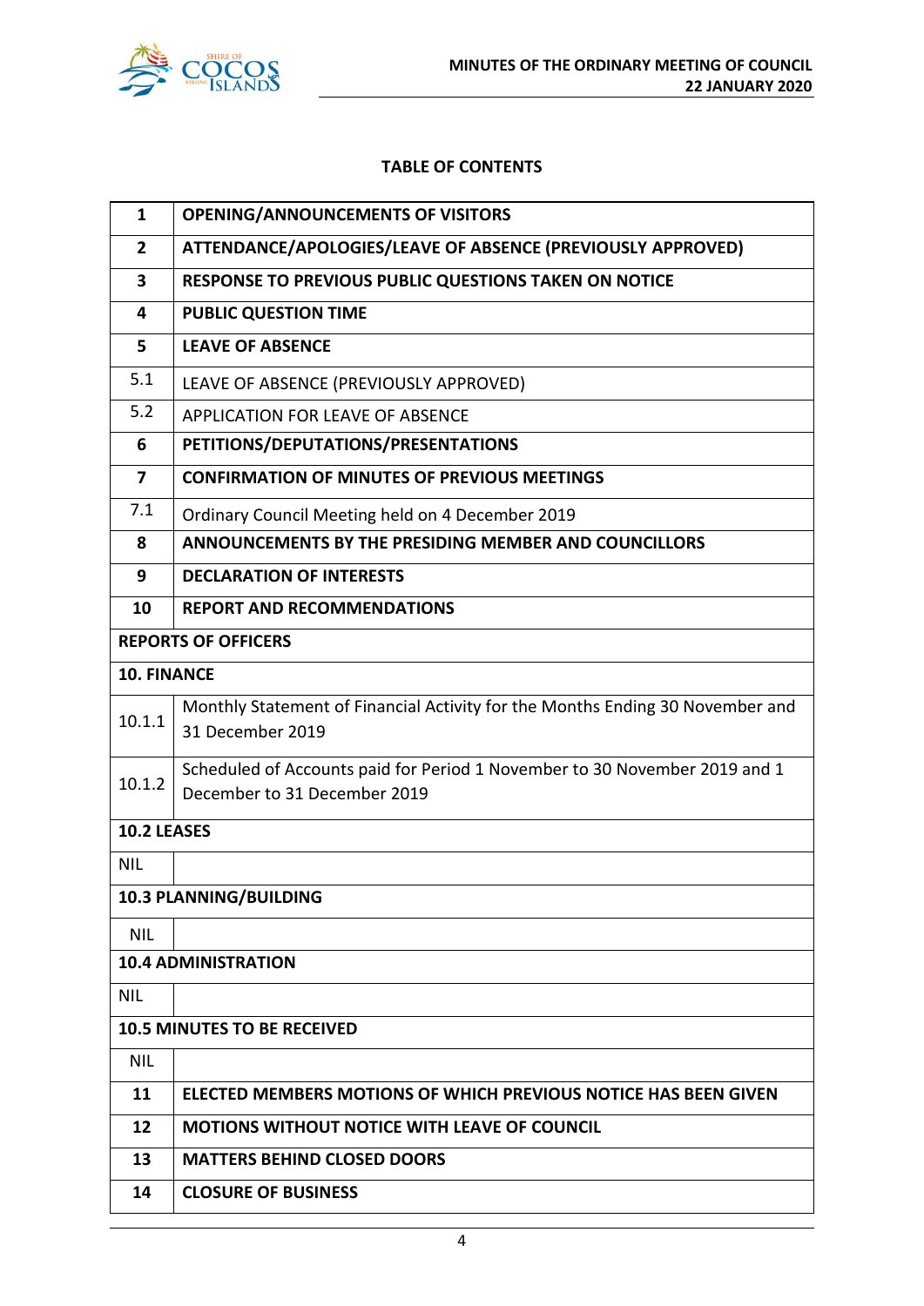**TABLE OF CONTENTS**

| | |
|---|---|
| **1** | **OPENING/ANNOUNCEMENTS OF VISITORS** |
| **2** | **ATTENDANCE/APOLOGIES/LEAVE OF ABSENCE (PREVIOUSLY APPROVED)** |
| **3** | **RESPONSE TO PREVIOUS PUBLIC QUESTIONS TAKEN ON NOTICE** |
| **4** | **PUBLIC QUESTION TIME** |
| **5** | **LEAVE OF ABSENCE** |
| 5.1 | LEAVE OF ABSENCE (PREVIOUSLY APPROVED) |
| 5.2 | APPLICATION FOR LEAVE OF ABSENCE |
| **6** | **PETITIONS/DEPUTATIONS/PRESENTATIONS** |
| **7** | **CONFIRMATION OF MINUTES OF PREVIOUS MEETINGS** |
| 7.1 | Ordinary Council Meeting held on 4 December 2019 |
| **8** | **ANNOUNCEMENTS BY THE PRESIDING MEMBER AND COUNCILLORS** |
| **9** | **DECLARATION OF INTERESTS** |
| **10** | **REPORT AND RECOMMENDATIONS** |
| **REPORTS OF OFFICERS** | |
| **10. FINANCE** | |
| 10.1.1 | Monthly Statement of Financial Activity for the Months Ending 30 November and 31 December 2019 |
| 10.1.2 | Scheduled of Accounts paid for Period 1 November to 30 November 2019 and 1 December to 31 December 2019 |
| **10.2 LEASES** | |
| NIL | |
| **10.3 PLANNING/BUILDING** | |
| NIL | |
| **10.4 ADMINISTRATION** | |
| NIL | |
| **10.5 MINUTES TO BE RECEIVED** | |
| NIL | |
| **11** | **ELECTED MEMBERS MOTIONS OF WHICH PREVIOUS NOTICE HAS BEEN GIVEN** |
| **12** | **MOTIONS WITHOUT NOTICE WITH LEAVE OF COUNCIL** |
| **13** | **MATTERS BEHIND CLOSED DOORS** |
| **14** | **CLOSURE OF BUSINESS** |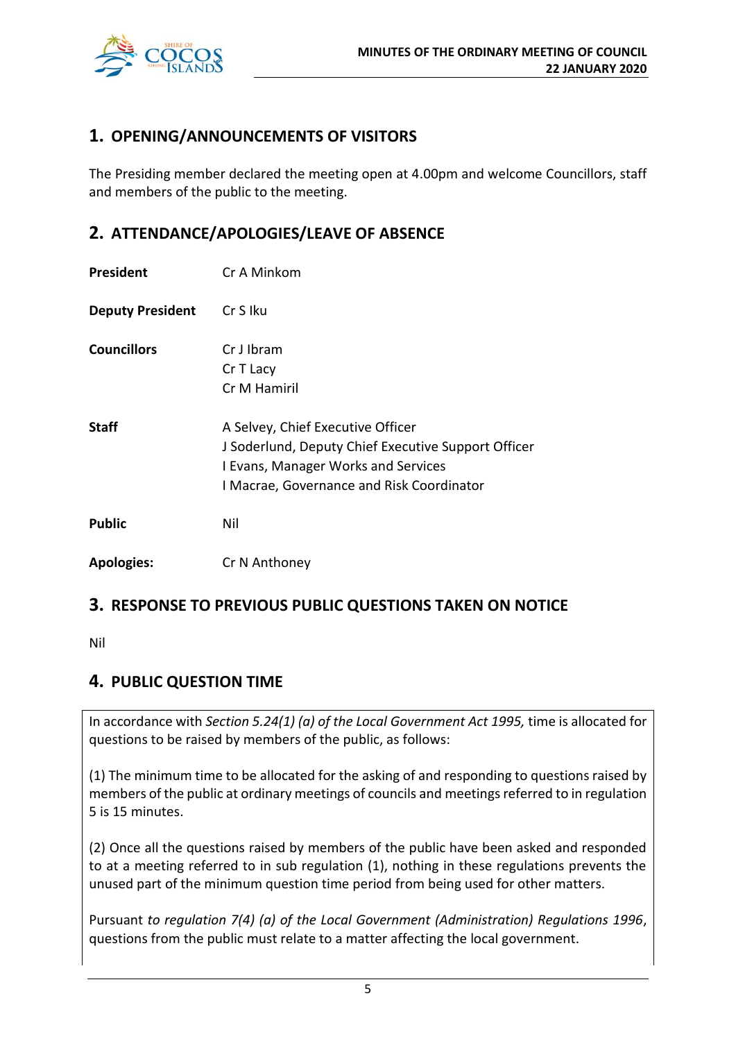## 1. OPENING/ANNOUNCEMENTS OF VISITORS

The Presiding member declared the meeting open at 4.00pm and welcome Councillors, staff and members of the public to the meeting.

## 2. ATTENDANCE/APOLOGIES/LEAVE OF ABSENCE

| | |
|---|---|
| **President** | Cr A Minkom |
| **Deputy President** | Cr S Iku |
| **Councillors** | Cr J Ibram<br>Cr T Lacy<br>Cr M Hamiril |
| **Staff** | A Selvey, Chief Executive Officer<br>J Soderlund, Deputy Chief Executive Support Officer<br>I Evans, Manager Works and Services<br>I Macrae, Governance and Risk Coordinator |
| **Public** | Nil |
| **Apologies:** | Cr N Anthoney |

## 3. RESPONSE TO PREVIOUS PUBLIC QUESTIONS TAKEN ON NOTICE

Nil

## 4. PUBLIC QUESTION TIME

In accordance with *Section 5.24(1) (a) of the Local Government Act 1995,* time is allocated for questions to be raised by members of the public, as follows:

(1) The minimum time to be allocated for the asking of and responding to questions raised by members of the public at ordinary meetings of councils and meetings referred to in regulation 5 is 15 minutes.

(2) Once all the questions raised by members of the public have been asked and responded to at a meeting referred to in sub regulation (1), nothing in these regulations prevents the unused part of the minimum question time period from being used for other matters.

Pursuant *to regulation 7(4) (a) of the Local Government (Administration) Regulations 1996*, questions from the public must relate to a matter affecting the local government.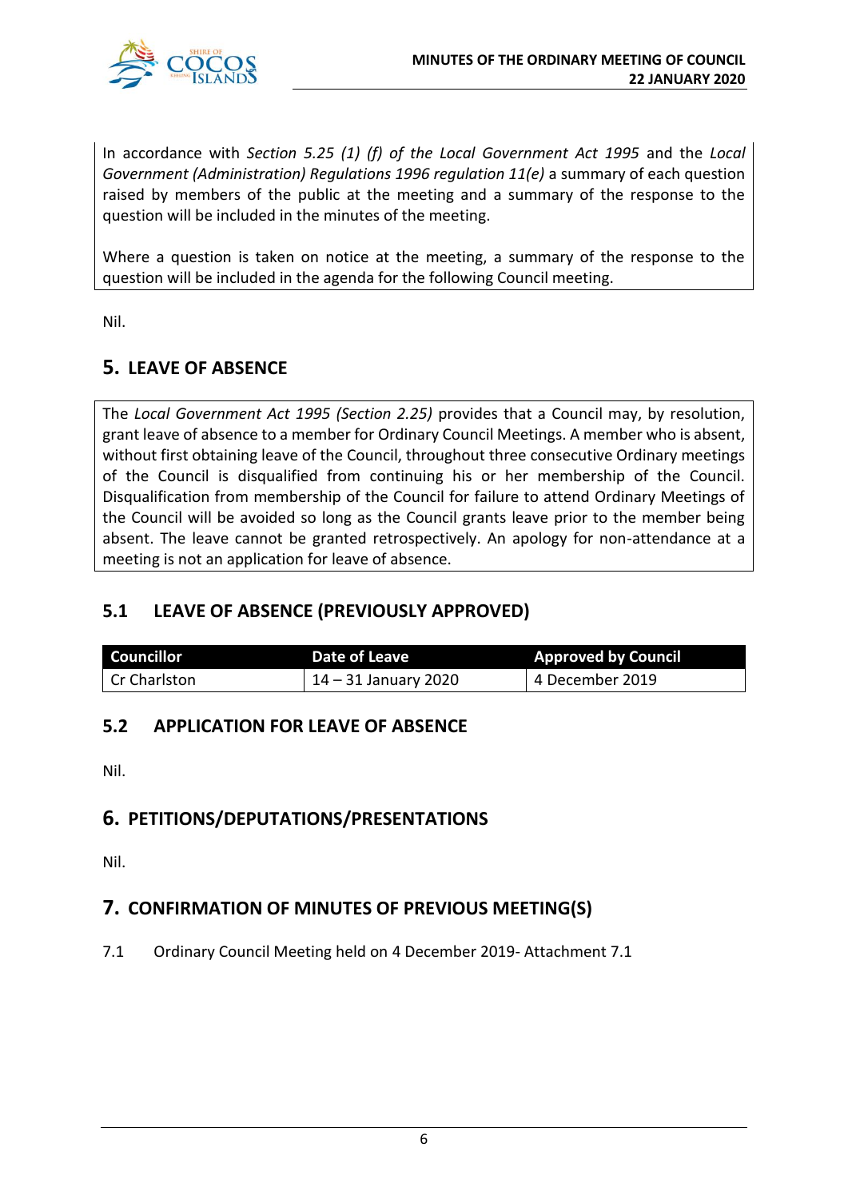In accordance with *Section 5.25 (1) (f) of the Local Government Act 1995* and the *Local Government (Administration) Regulations 1996 regulation 11(e)* a summary of each question raised by members of the public at the meeting and a summary of the response to the question will be included in the minutes of the meeting.

Where a question is taken on notice at the meeting, a summary of the response to the question will be included in the agenda for the following Council meeting.

Nil.

## 5. LEAVE OF ABSENCE

The *Local Government Act 1995 (Section 2.25)* provides that a Council may, by resolution, grant leave of absence to a member for Ordinary Council Meetings. A member who is absent, without first obtaining leave of the Council, throughout three consecutive Ordinary meetings of the Council is disqualified from continuing his or her membership of the Council. Disqualification from membership of the Council for failure to attend Ordinary Meetings of the Council will be avoided so long as the Council grants leave prior to the member being absent. The leave cannot be granted retrospectively. An apology for non-attendance at a meeting is not an application for leave of absence.

### 5.1 LEAVE OF ABSENCE (PREVIOUSLY APPROVED)

| Councillor | Date of Leave | Approved by Council |
|---|---|---|
| Cr Charlston | 14 – 31 January 2020 | 4 December 2019 |

### 5.2 APPLICATION FOR LEAVE OF ABSENCE

Nil.

## 6. PETITIONS/DEPUTATIONS/PRESENTATIONS

Nil.

## 7. CONFIRMATION OF MINUTES OF PREVIOUS MEETING(S)

7.1 Ordinary Council Meeting held on 4 December 2019- Attachment 7.1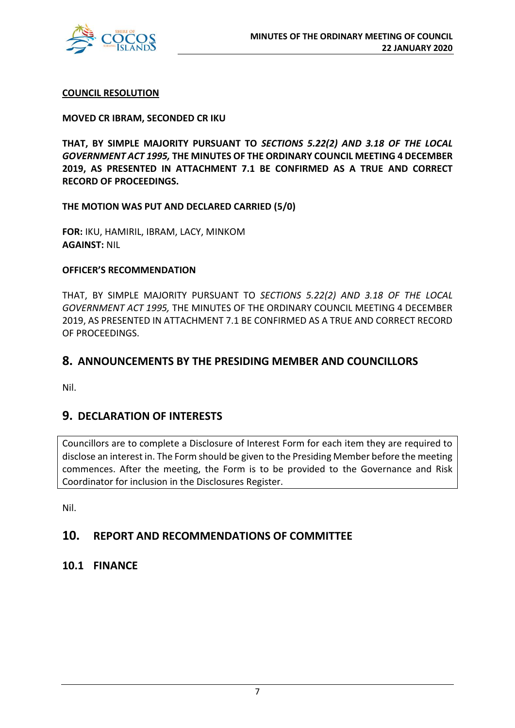**COUNCIL RESOLUTION**

**MOVED CR IBRAM, SECONDED CR IKU**

**THAT, BY SIMPLE MAJORITY PURSUANT TO *SECTIONS 5.22(2) AND 3.18 OF THE LOCAL GOVERNMENT ACT 1995,* THE MINUTES OF THE ORDINARY COUNCIL MEETING 4 DECEMBER 2019, AS PRESENTED IN ATTACHMENT 7.1 BE CONFIRMED AS A TRUE AND CORRECT RECORD OF PROCEEDINGS.**

**THE MOTION WAS PUT AND DECLARED CARRIED (5/0)**

**FOR:** IKU, HAMIRIL, IBRAM, LACY, MINKOM
**AGAINST:** NIL

**OFFICER'S RECOMMENDATION**

THAT, BY SIMPLE MAJORITY PURSUANT TO *SECTIONS 5.22(2) AND 3.18 OF THE LOCAL GOVERNMENT ACT 1995,* THE MINUTES OF THE ORDINARY COUNCIL MEETING 4 DECEMBER 2019, AS PRESENTED IN ATTACHMENT 7.1 BE CONFIRMED AS A TRUE AND CORRECT RECORD OF PROCEEDINGS.

## 8. ANNOUNCEMENTS BY THE PRESIDING MEMBER AND COUNCILLORS

Nil.

## 9. DECLARATION OF INTERESTS

Councillors are to complete a Disclosure of Interest Form for each item they are required to disclose an interest in. The Form should be given to the Presiding Member before the meeting commences. After the meeting, the Form is to be provided to the Governance and Risk Coordinator for inclusion in the Disclosures Register.

Nil.

## 10. REPORT AND RECOMMENDATIONS OF COMMITTEE

### 10.1 FINANCE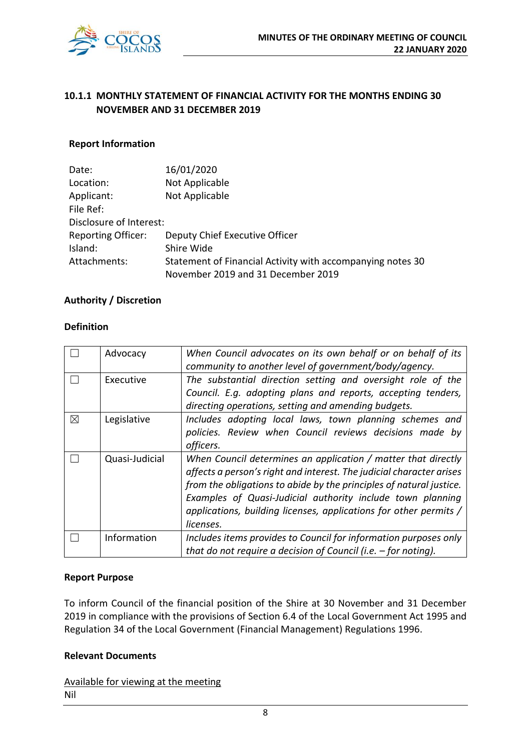## 10.1.1 MONTHLY STATEMENT OF FINANCIAL ACTIVITY FOR THE MONTHS ENDING 30 NOVEMBER AND 31 DECEMBER 2019

### Report Information

| | |
|---|---|
| Date: | 16/01/2020 |
| Location: | Not Applicable |
| Applicant: | Not Applicable |
| File Ref: | |
| Disclosure of Interest: | |
| Reporting Officer: | Deputy Chief Executive Officer |
| Island: | Shire Wide |
| Attachments: | Statement of Financial Activity with accompanying notes 30 November 2019 and 31 December 2019 |

### Authority / Discretion

### Definition

| | | |
|---|---|---|
| ☐ | Advocacy | *When Council advocates on its own behalf or on behalf of its community to another level of government/body/agency.* |
| ☐ | Executive | *The substantial direction setting and oversight role of the Council. E.g. adopting plans and reports, accepting tenders, directing operations, setting and amending budgets.* |
| ☒ | Legislative | *Includes adopting local laws, town planning schemes and policies. Review when Council reviews decisions made by officers.* |
| ☐ | Quasi-Judicial | *When Council determines an application / matter that directly affects a person's right and interest. The judicial character arises from the obligations to abide by the principles of natural justice. Examples of Quasi-Judicial authority include town planning applications, building licenses, applications for other permits / licenses.* |
| ☐ | Information | *Includes items provides to Council for information purposes only that do not require a decision of Council (i.e. – for noting).* |

### Report Purpose

To inform Council of the financial position of the Shire at 30 November and 31 December 2019 in compliance with the provisions of Section 6.4 of the Local Government Act 1995 and Regulation 34 of the Local Government (Financial Management) Regulations 1996.

### Relevant Documents

Available for viewing at the meeting

Nil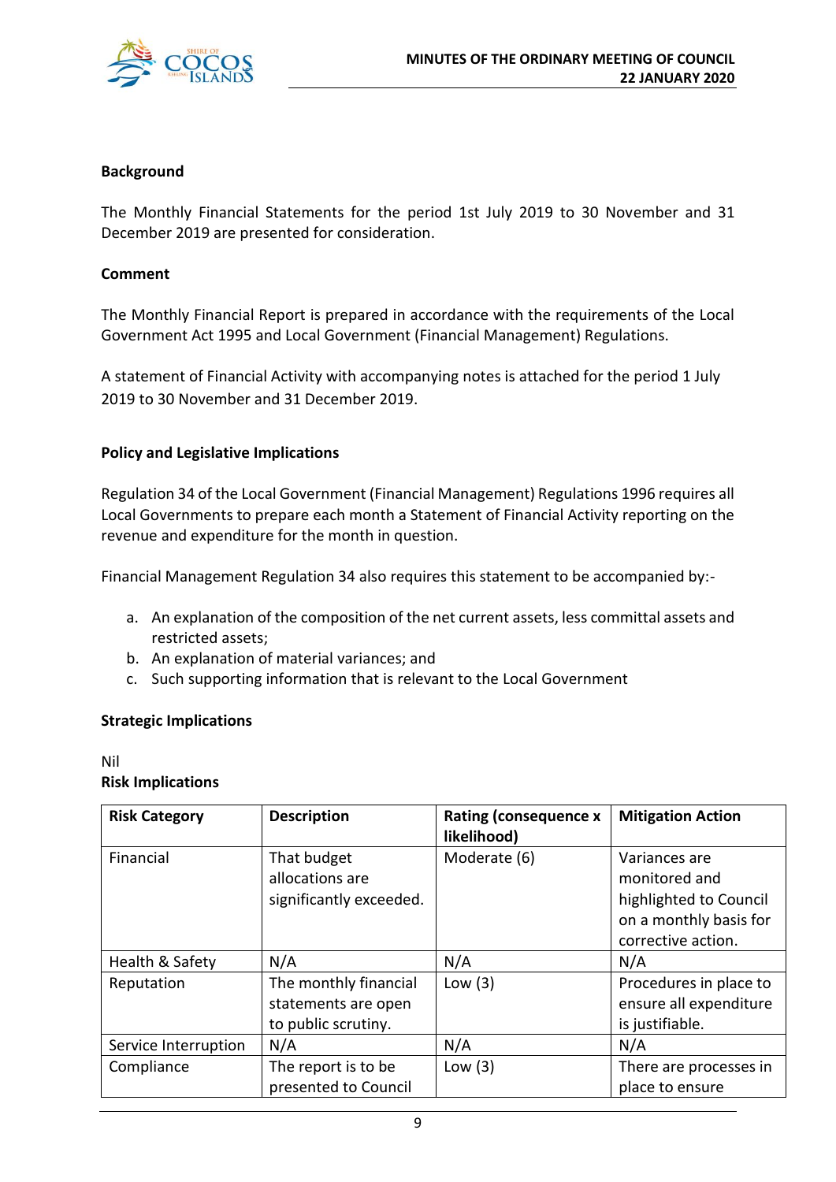**Background**

The Monthly Financial Statements for the period 1st July 2019 to 30 November and 31 December 2019 are presented for consideration.

**Comment**

The Monthly Financial Report is prepared in accordance with the requirements of the Local Government Act 1995 and Local Government (Financial Management) Regulations.

A statement of Financial Activity with accompanying notes is attached for the period 1 July 2019 to 30 November and 31 December 2019.

**Policy and Legislative Implications**

Regulation 34 of the Local Government (Financial Management) Regulations 1996 requires all Local Governments to prepare each month a Statement of Financial Activity reporting on the revenue and expenditure for the month in question.

Financial Management Regulation 34 also requires this statement to be accompanied by:-

a. An explanation of the composition of the net current assets, less committal assets and restricted assets;
b. An explanation of material variances; and
c. Such supporting information that is relevant to the Local Government

**Strategic Implications**

Nil

**Risk Implications**

| Risk Category | Description | Rating (consequence x likelihood) | Mitigation Action |
|---|---|---|---|
| Financial | That budget allocations are significantly exceeded. | Moderate (6) | Variances are monitored and highlighted to Council on a monthly basis for corrective action. |
| Health & Safety | N/A | N/A | N/A |
| Reputation | The monthly financial statements are open to public scrutiny. | Low (3) | Procedures in place to ensure all expenditure is justifiable. |
| Service Interruption | N/A | N/A | N/A |
| Compliance | The report is to be presented to Council | Low (3) | There are processes in place to ensure |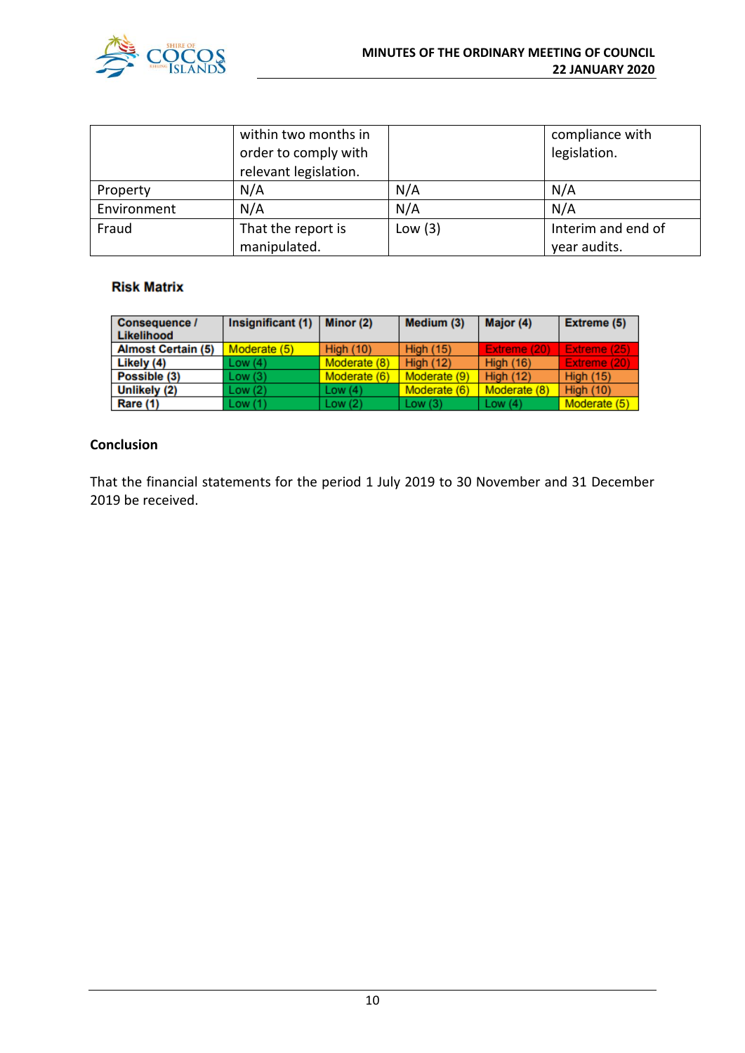|  | within two months in order to comply with relevant legislation. |  | compliance with legislation. |
|---|---|---|---|
| Property | N/A | N/A | N/A |
| Environment | N/A | N/A | N/A |
| Fraud | That the report is manipulated. | Low (3) | Interim and end of year audits. |

**Risk Matrix**

| Consequence / Likelihood | Insignificant (1) | Minor (2) | Medium (3) | Major (4) | Extreme (5) |
|---|---|---|---|---|---|
| Almost Certain (5) | Moderate (5) | High (10) | High (15) | Extreme (20) | Extreme (25) |
| Likely (4) | Low (4) | Moderate (8) | High (12) | High (16) | Extreme (20) |
| Possible (3) | Low (3) | Moderate (6) | Moderate (9) | High (12) | High (15) |
| Unlikely (2) | Low (2) | Low (4) | Moderate (6) | Moderate (8) | High (10) |
| Rare (1) | Low (1) | Low (2) | Low (3) | Low (4) | Moderate (5) |

**Conclusion**

That the financial statements for the period 1 July 2019 to 30 November and 31 December 2019 be received.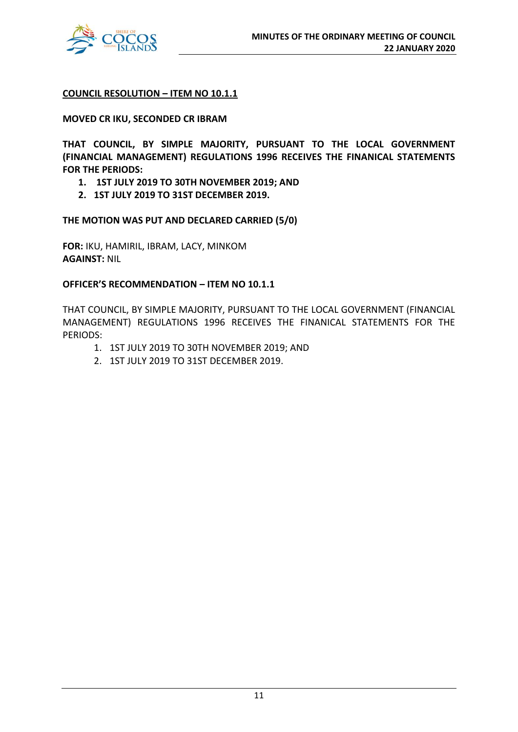**<u>COUNCIL RESOLUTION – ITEM NO 10.1.1</u>**

**MOVED CR IKU, SECONDED CR IBRAM**

**THAT COUNCIL, BY SIMPLE MAJORITY, PURSUANT TO THE LOCAL GOVERNMENT (FINANCIAL MANAGEMENT) REGULATIONS 1996 RECEIVES THE FINANICAL STATEMENTS FOR THE PERIODS:**

1. **1ST JULY 2019 TO 30TH NOVEMBER 2019; AND**
2. **1ST JULY 2019 TO 31ST DECEMBER 2019.**

**THE MOTION WAS PUT AND DECLARED CARRIED (5/0)**

**FOR:** IKU, HAMIRIL, IBRAM, LACY, MINKOM
**AGAINST:** NIL

**OFFICER'S RECOMMENDATION – ITEM NO 10.1.1**

THAT COUNCIL, BY SIMPLE MAJORITY, PURSUANT TO THE LOCAL GOVERNMENT (FINANCIAL MANAGEMENT) REGULATIONS 1996 RECEIVES THE FINANICAL STATEMENTS FOR THE PERIODS:

1. 1ST JULY 2019 TO 30TH NOVEMBER 2019; AND
2. 1ST JULY 2019 TO 31ST DECEMBER 2019.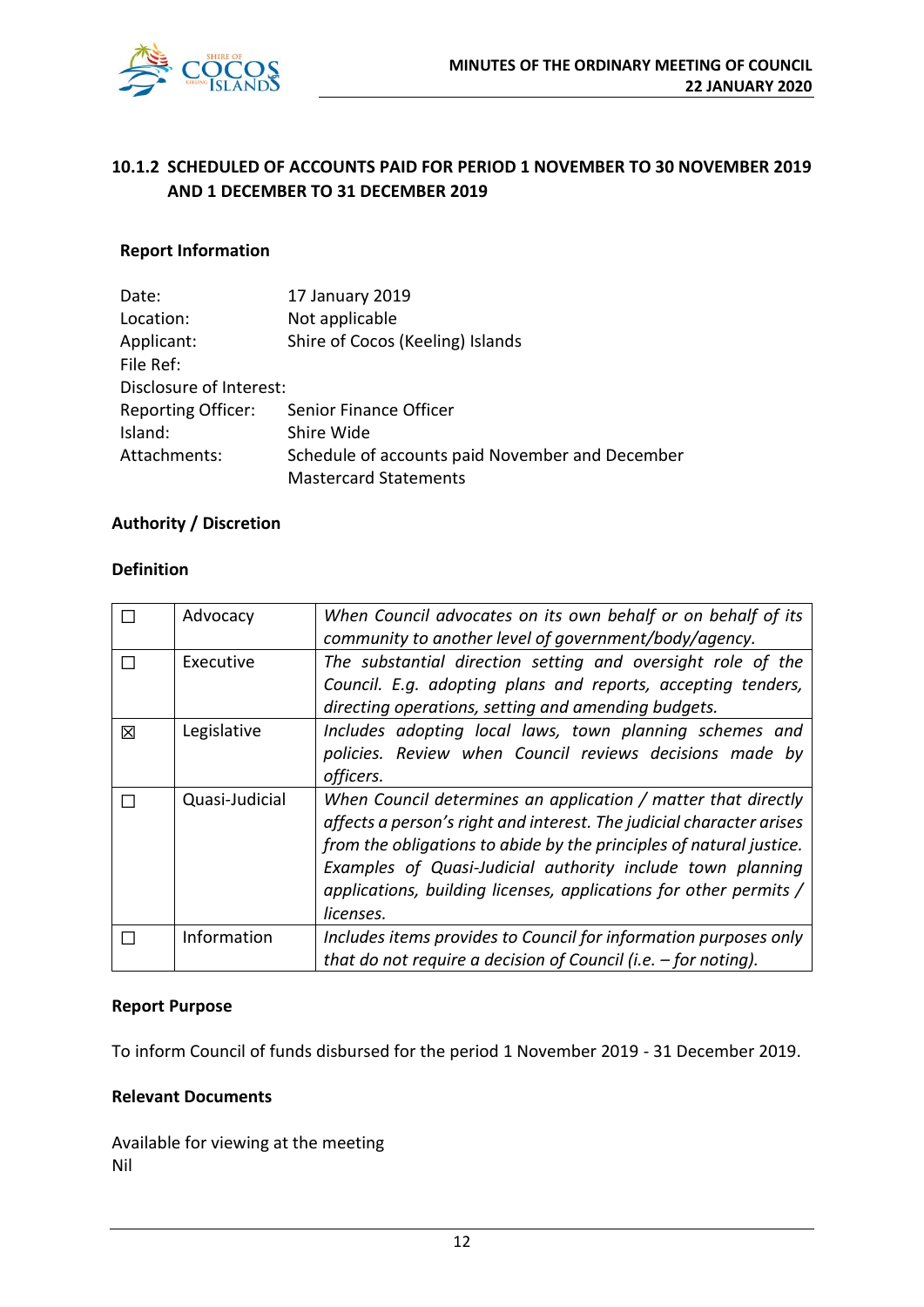## 10.1.2 SCHEDULED OF ACCOUNTS PAID FOR PERIOD 1 NOVEMBER TO 30 NOVEMBER 2019 AND 1 DECEMBER TO 31 DECEMBER 2019

### Report Information

| | |
|---|---|
| Date: | 17 January 2019 |
| Location: | Not applicable |
| Applicant: | Shire of Cocos (Keeling) Islands |
| File Ref: | |
| Disclosure of Interest: | |
| Reporting Officer: | Senior Finance Officer |
| Island: | Shire Wide |
| Attachments: | Schedule of accounts paid November and December<br>Mastercard Statements |

### Authority / Discretion

### Definition

| | | |
|---|---|---|
| ☐ | Advocacy | *When Council advocates on its own behalf or on behalf of its community to another level of government/body/agency.* |
| ☐ | Executive | *The substantial direction setting and oversight role of the Council. E.g. adopting plans and reports, accepting tenders, directing operations, setting and amending budgets.* |
| ☒ | Legislative | *Includes adopting local laws, town planning schemes and policies. Review when Council reviews decisions made by officers.* |
| ☐ | Quasi-Judicial | *When Council determines an application / matter that directly affects a person's right and interest. The judicial character arises from the obligations to abide by the principles of natural justice. Examples of Quasi-Judicial authority include town planning applications, building licenses, applications for other permits / licenses.* |
| ☐ | Information | *Includes items provides to Council for information purposes only that do not require a decision of Council (i.e. – for noting).* |

### Report Purpose

To inform Council of funds disbursed for the period 1 November 2019 - 31 December 2019.

### Relevant Documents

Available for viewing at the meeting
Nil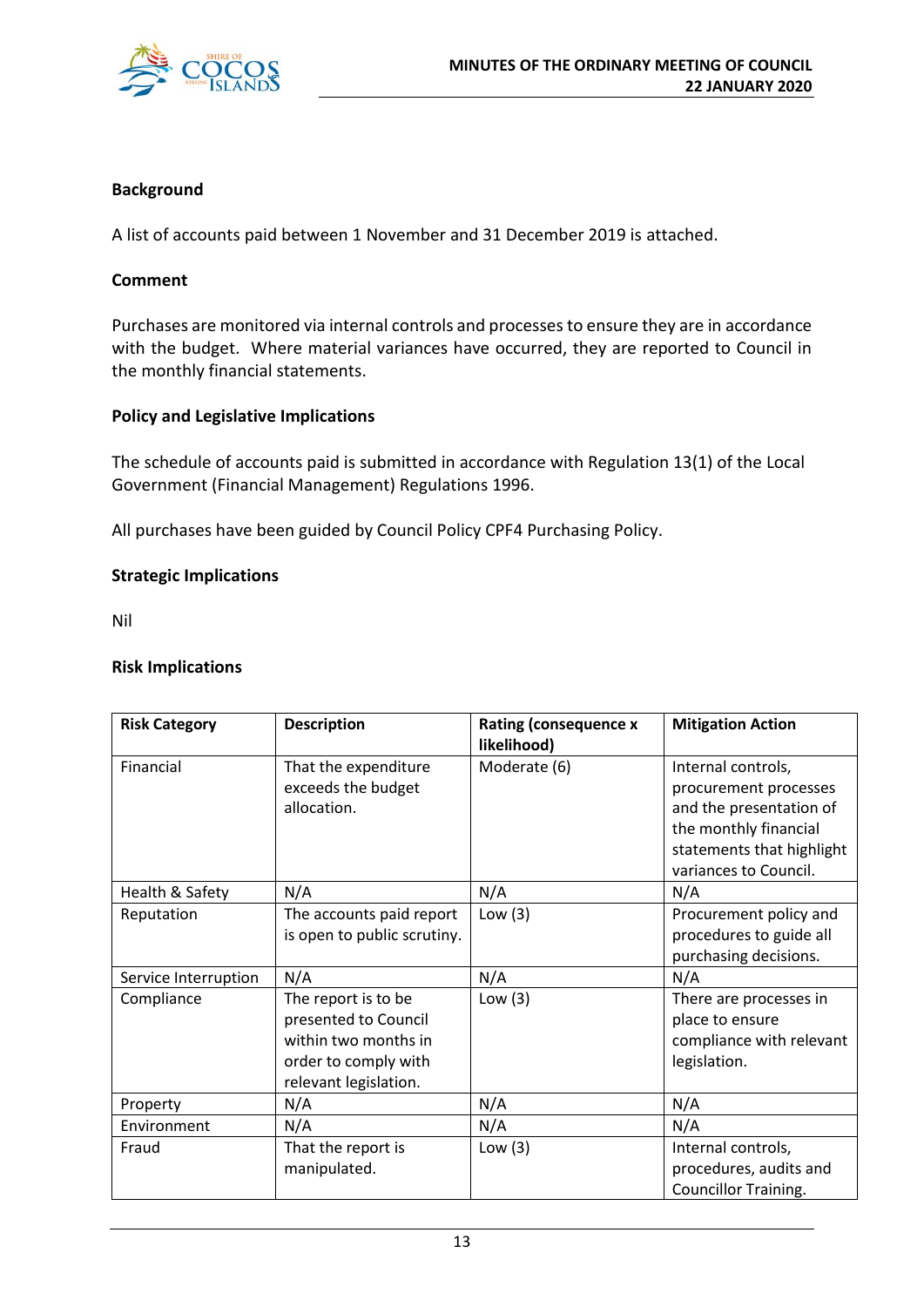**Background**

A list of accounts paid between 1 November and 31 December 2019 is attached.

**Comment**

Purchases are monitored via internal controls and processes to ensure they are in accordance with the budget. Where material variances have occurred, they are reported to Council in the monthly financial statements.

**Policy and Legislative Implications**

The schedule of accounts paid is submitted in accordance with Regulation 13(1) of the Local Government (Financial Management) Regulations 1996.

All purchases have been guided by Council Policy CPF4 Purchasing Policy.

**Strategic Implications**

Nil

**Risk Implications**

| Risk Category | Description | Rating (consequence x likelihood) | Mitigation Action |
|---|---|---|---|
| Financial | That the expenditure exceeds the budget allocation. | Moderate (6) | Internal controls, procurement processes and the presentation of the monthly financial statements that highlight variances to Council. |
| Health & Safety | N/A | N/A | N/A |
| Reputation | The accounts paid report is open to public scrutiny. | Low (3) | Procurement policy and procedures to guide all purchasing decisions. |
| Service Interruption | N/A | N/A | N/A |
| Compliance | The report is to be presented to Council within two months in order to comply with relevant legislation. | Low (3) | There are processes in place to ensure compliance with relevant legislation. |
| Property | N/A | N/A | N/A |
| Environment | N/A | N/A | N/A |
| Fraud | That the report is manipulated. | Low (3) | Internal controls, procedures, audits and Councillor Training. |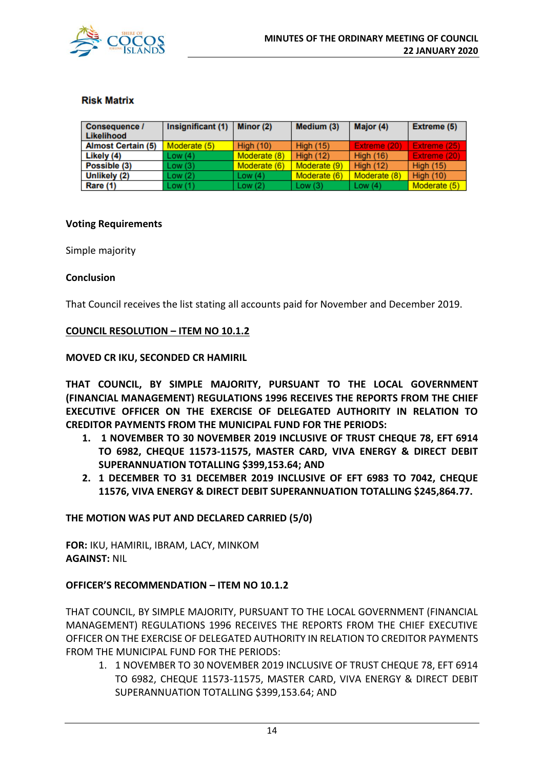**Risk Matrix**

| Consequence / Likelihood | Insignificant (1) | Minor (2) | Medium (3) | Major (4) | Extreme (5) |
|---|---|---|---|---|---|
| Almost Certain (5) | Moderate (5) | High (10) | High (15) | Extreme (20) | Extreme (25) |
| Likely (4) | Low (4) | Moderate (8) | High (12) | High (16) | Extreme (20) |
| Possible (3) | Low (3) | Moderate (6) | Moderate (9) | High (12) | High (15) |
| Unlikely (2) | Low (2) | Low (4) | Moderate (6) | Moderate (8) | High (10) |
| Rare (1) | Low (1) | Low (2) | Low (3) | Low (4) | Moderate (5) |

**Voting Requirements**

Simple majority

**Conclusion**

That Council receives the list stating all accounts paid for November and December 2019.

**COUNCIL RESOLUTION – ITEM NO 10.1.2**

**MOVED CR IKU, SECONDED CR HAMIRIL**

**THAT COUNCIL, BY SIMPLE MAJORITY, PURSUANT TO THE LOCAL GOVERNMENT (FINANCIAL MANAGEMENT) REGULATIONS 1996 RECEIVES THE REPORTS FROM THE CHIEF EXECUTIVE OFFICER ON THE EXERCISE OF DELEGATED AUTHORITY IN RELATION TO CREDITOR PAYMENTS FROM THE MUNICIPAL FUND FOR THE PERIODS:**

1. **1 NOVEMBER TO 30 NOVEMBER 2019 INCLUSIVE OF TRUST CHEQUE 78, EFT 6914 TO 6982, CHEQUE 11573-11575, MASTER CARD, VIVA ENERGY & DIRECT DEBIT SUPERANNUATION TOTALLING $399,153.64; AND**
2. **1 DECEMBER TO 31 DECEMBER 2019 INCLUSIVE OF EFT 6983 TO 7042, CHEQUE 11576, VIVA ENERGY & DIRECT DEBIT SUPERANNUATION TOTALLING $245,864.77.**

**THE MOTION WAS PUT AND DECLARED CARRIED (5/0)**

**FOR:** IKU, HAMIRIL, IBRAM, LACY, MINKOM
**AGAINST:** NIL

**OFFICER'S RECOMMENDATION – ITEM NO 10.1.2**

THAT COUNCIL, BY SIMPLE MAJORITY, PURSUANT TO THE LOCAL GOVERNMENT (FINANCIAL MANAGEMENT) REGULATIONS 1996 RECEIVES THE REPORTS FROM THE CHIEF EXECUTIVE OFFICER ON THE EXERCISE OF DELEGATED AUTHORITY IN RELATION TO CREDITOR PAYMENTS FROM THE MUNICIPAL FUND FOR THE PERIODS:

1. 1 NOVEMBER TO 30 NOVEMBER 2019 INCLUSIVE OF TRUST CHEQUE 78, EFT 6914 TO 6982, CHEQUE 11573-11575, MASTER CARD, VIVA ENERGY & DIRECT DEBIT SUPERANNUATION TOTALLING $399,153.64; AND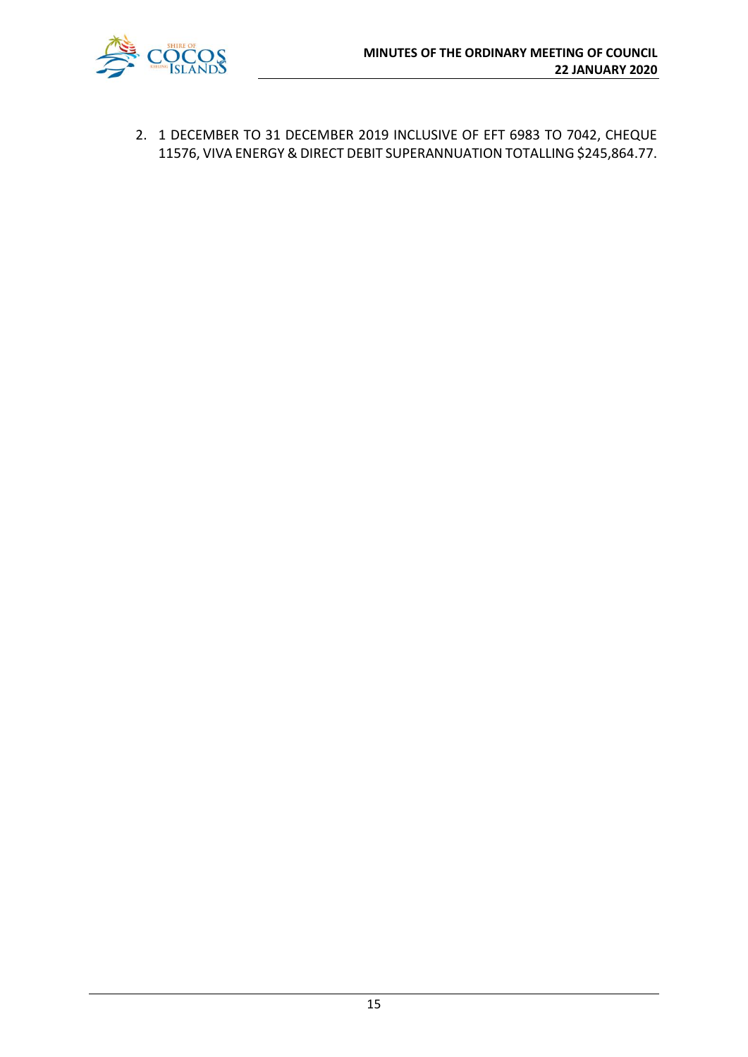2. 1 DECEMBER TO 31 DECEMBER 2019 INCLUSIVE OF EFT 6983 TO 7042, CHEQUE 11576, VIVA ENERGY & DIRECT DEBIT SUPERANNUATION TOTALLING $245,864.77.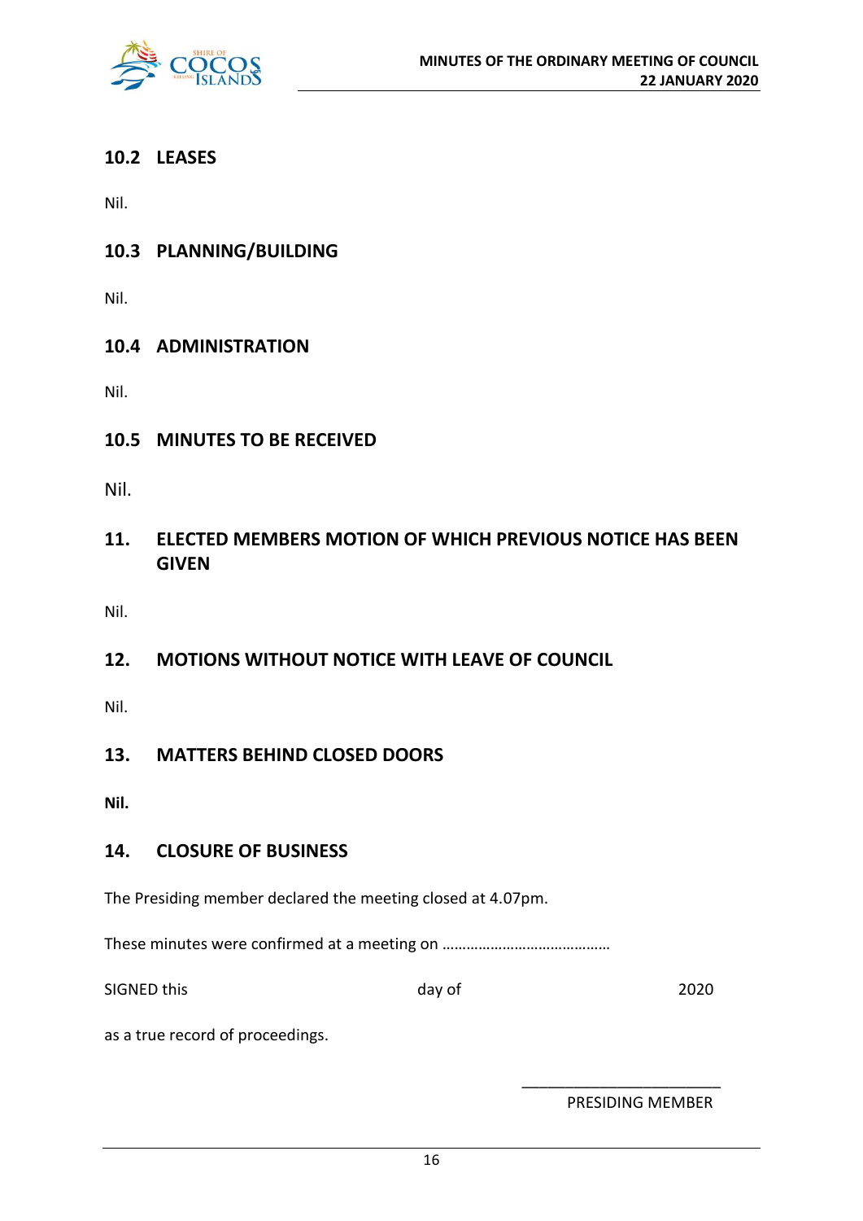## 10.2 LEASES

Nil.

## 10.3 PLANNING/BUILDING

Nil.

## 10.4 ADMINISTRATION

Nil.

## 10.5 MINUTES TO BE RECEIVED

Nil.

## 11. ELECTED MEMBERS MOTION OF WHICH PREVIOUS NOTICE HAS BEEN GIVEN

Nil.

## 12. MOTIONS WITHOUT NOTICE WITH LEAVE OF COUNCIL

Nil.

## 13. MATTERS BEHIND CLOSED DOORS

**Nil.**

## 14. CLOSURE OF BUSINESS

The Presiding member declared the meeting closed at 4.07pm.

These minutes were confirmed at a meeting on ……………………………………

SIGNED this day of 2020

as a true record of proceedings.

________________________

PRESIDING MEMBER